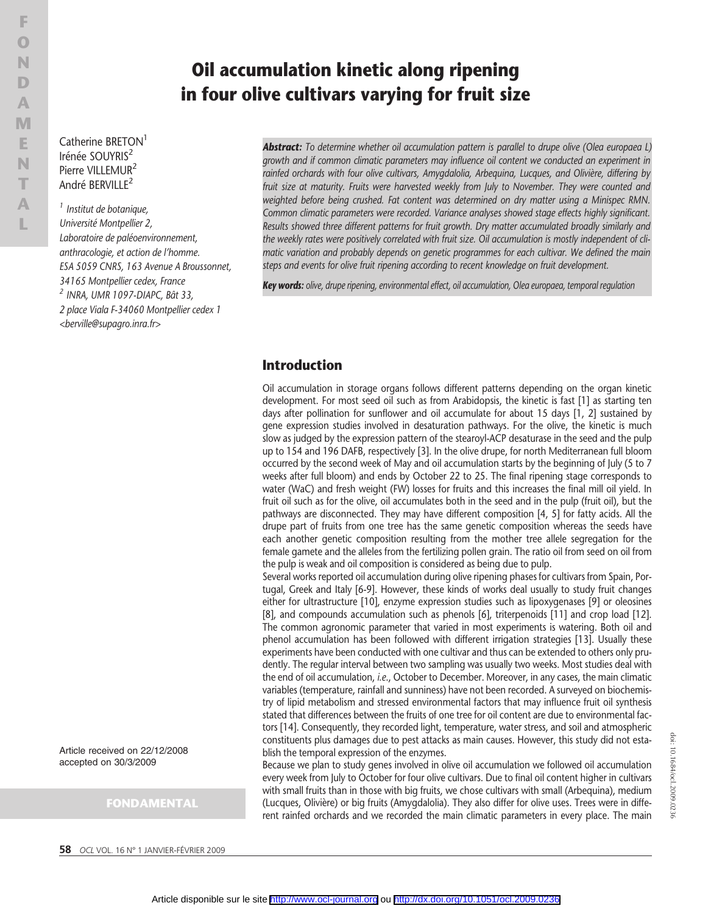# Oil accumulation kinetic along ripening in four olive cultivars varying for fruit size

Catherine BRETON[1]
Irénée SOUYRIS[2]
Pierre VILLEMUR[2]
André BERVILLE[2]

[1] Institut de botanique, Université Montpellier 2, Laboratoire de paléoenvironnement, anthracologie, et action de l'homme. ESA 5059 CNRS, 163 Avenue A Broussonnet, 34165 Montpellier cedex, France

[2] INRA, UMR 1097-DIAPC, Bât 33, 2 place Viala F-34060 Montpellier cedex 1 <berville@supagro.inra.fr>

***Abstract:*** *To determine whether oil accumulation pattern is parallel to drupe olive (Olea europaea L) growth and if common climatic parameters may influence oil content we conducted an experiment in rainfed orchards with four olive cultivars, Amygdalolia, Arbequina, Lucques, and Olivière, differing by fruit size at maturity. Fruits were harvested weekly from July to November. They were counted and weighted before being crushed. Fat content was determined on dry matter using a Minispec RMN. Common climatic parameters were recorded. Variance analyses showed stage effects highly significant. Results showed three different patterns for fruit growth. Dry matter accumulated broadly similarly and the weekly rates were positively correlated with fruit size. Oil accumulation is mostly independent of climatic variation and probably depends on genetic programmes for each cultivar. We defined the main steps and events for olive fruit ripening according to recent knowledge on fruit development.*

***Key words:*** *olive, drupe ripening, environmental effect, oil accumulation, Olea europaea, temporal regulation*

Article received on 22/12/2008
accepted on 30/3/2009

## Introduction

Oil accumulation in storage organs follows different patterns depending on the organ kinetic development. For most seed oil such as from Arabidopsis, the kinetic is fast [1] as starting ten days after pollination for sunflower and oil accumulate for about 15 days [1, 2] sustained by gene expression studies involved in desaturation pathways. For the olive, the kinetic is much slow as judged by the expression pattern of the stearoyl-ACP desaturase in the seed and the pulp up to 154 and 196 DAFB, respectively [3]. In the olive drupe, for north Mediterranean full bloom occurred by the second week of May and oil accumulation starts by the beginning of July (5 to 7 weeks after full bloom) and ends by October 22 to 25. The final ripening stage corresponds to water (WaC) and fresh weight (FW) losses for fruits and this increases the final mill oil yield. In fruit oil such as for the olive, oil accumulates both in the seed and in the pulp (fruit oil), but the pathways are disconnected. They may have different composition [4, 5] for fatty acids. All the drupe part of fruits from one tree has the same genetic composition whereas the seeds have each another genetic composition resulting from the mother tree allele segregation for the female gamete and the alleles from the fertilizing pollen grain. The ratio oil from seed on oil from the pulp is weak and oil composition is considered as being due to pulp.

Several works reported oil accumulation during olive ripening phases for cultivars from Spain, Portugal, Greek and Italy [6-9]. However, these kinds of works deal usually to study fruit changes either for ultrastructure [10], enzyme expression studies such as lipoxygenases [9] or oleosines [8], and compounds accumulation such as phenols [6], triterpenoids [11] and crop load [12]. The common agronomic parameter that varied in most experiments is watering. Both oil and phenol accumulation has been followed with different irrigation strategies [13]. Usually these experiments have been conducted with one cultivar and thus can be extended to others only prudently. The regular interval between two sampling was usually two weeks. Most studies deal with the end of oil accumulation, *i.e.*, October to December. Moreover, in any cases, the main climatic variables (temperature, rainfall and sunniness) have not been recorded. A surveyed on biochemistry of lipid metabolism and stressed environmental factors that may influence fruit oil synthesis stated that differences between the fruits of one tree for oil content are due to environmental factors [14]. Consequently, they recorded light, temperature, water stress, and soil and atmospheric constituents plus damages due to pest attacks as main causes. However, this study did not establish the temporal expression of the enzymes.

Because we plan to study genes involved in olive oil accumulation we followed oil accumulation every week from July to October for four olive cultivars. Due to final oil content higher in cultivars with small fruits than in those with big fruits, we chose cultivars with small (Arbequina), medium (Lucques, Olivière) or big fruits (Amygdalolia). They also differ for olive uses. Trees were in different rainfed orchards and we recorded the main climatic parameters in every place. The main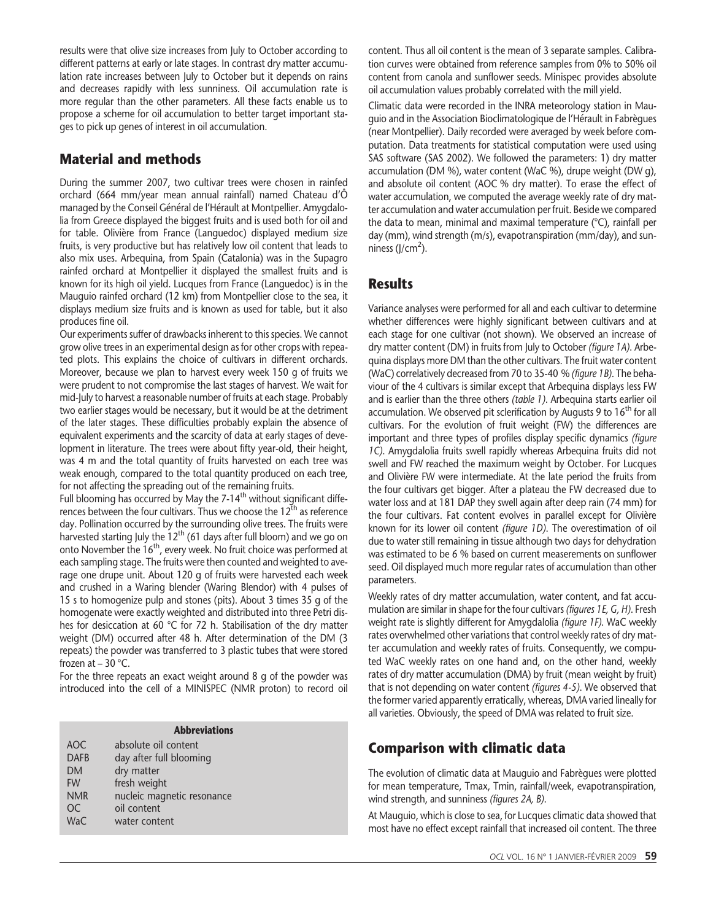results were that olive size increases from July to October according to different patterns at early or late stages. In contrast dry matter accumulation rate increases between July to October but it depends on rains and decreases rapidly with less sunniness. Oil accumulation rate is more regular than the other parameters. All these facts enable us to propose a scheme for oil accumulation to better target important stages to pick up genes of interest in oil accumulation.

## Material and methods

During the summer 2007, two cultivar trees were chosen in rainfed orchard (664 mm/year mean annual rainfall) named Chateau d'Ô managed by the Conseil Général de l'Hérault at Montpellier. Amygdalolia from Greece displayed the biggest fruits and is used both for oil and for table. Olivière from France (Languedoc) displayed medium size fruits, is very productive but has relatively low oil content that leads to also mix uses. Arbequina, from Spain (Catalonia) was in the Supagro rainfed orchard at Montpellier it displayed the smallest fruits and is known for its high oil yield. Lucques from France (Languedoc) is in the Mauguio rainfed orchard (12 km) from Montpellier close to the sea, it displays medium size fruits and is known as used for table, but it also produces fine oil.

Our experiments suffer of drawbacks inherent to this species. We cannot grow olive trees in an experimental design as for other crops with repeated plots. This explains the choice of cultivars in different orchards. Moreover, because we plan to harvest every week 150 g of fruits we were prudent to not compromise the last stages of harvest. We wait for mid-July to harvest a reasonable number of fruits at each stage. Probably two earlier stages would be necessary, but it would be at the detriment of the later stages. These difficulties probably explain the absence of equivalent experiments and the scarcity of data at early stages of development in literature. The trees were about fifty year-old, their height, was 4 m and the total quantity of fruits harvested on each tree was weak enough, compared to the total quantity produced on each tree, for not affecting the spreading out of the remaining fruits.

Full blooming has occurred by May the 7-14th without significant differences between the four cultivars. Thus we choose the 12th as reference day. Pollination occurred by the surrounding olive trees. The fruits were harvested starting July the 12th (61 days after full bloom) and we go on onto November the 16th, every week. No fruit choice was performed at each sampling stage. The fruits were then counted and weighted to average one drupe unit. About 120 g of fruits were harvested each week and crushed in a Waring blender (Waring Blendor) with 4 pulses of 15 s to homogenize pulp and stones (pits). About 3 times 35 g of the homogenate were exactly weighted and distributed into three Petri dishes for desiccation at 60 °C for 72 h. Stabilisation of the dry matter weight (DM) occurred after 48 h. After determination of the DM (3 repeats) the powder was transferred to 3 plastic tubes that were stored frozen at – 30 °C.

For the three repeats an exact weight around 8 g of the powder was introduced into the cell of a MINISPEC (NMR proton) to record oil content. Thus all oil content is the mean of 3 separate samples. Calibration curves were obtained from reference samples from 0% to 50% oil content from canola and sunflower seeds. Minispec provides absolute oil accumulation values probably correlated with the mill yield.

Climatic data were recorded in the INRA meteorology station in Mauguio and in the Association Bioclimatologique de l'Hérault in Fabrègues (near Montpellier). Daily recorded were averaged by week before computation. Data treatments for statistical computation were used using SAS software (SAS 2002). We followed the parameters: 1) dry matter accumulation (DM %), water content (WaC %), drupe weight (DW g), and absolute oil content (AOC % dry matter). To erase the effect of water accumulation, we computed the average weekly rate of dry matter accumulation and water accumulation per fruit. Beside we compared the data to mean, minimal and maximal temperature (°C), rainfall per day (mm), wind strength (m/s), evapotranspiration (mm/day), and sunniness (J/cm$^2$).

| Abbreviations | |
|---|---|
| AOC | absolute oil content |
| DAFB | day after full blooming |
| DM | dry matter |
| FW | fresh weight |
| NMR | nucleic magnetic resonance |
| OC | oil content |
| WaC | water content |

## Results

Variance analyses were performed for all and each cultivar to determine whether differences were highly significant between cultivars and at each stage for one cultivar (not shown). We observed an increase of dry matter content (DM) in fruits from July to October *(figure 1A)*. Arbequina displays more DM than the other cultivars. The fruit water content (WaC) correlatively decreased from 70 to 35-40 % *(figure 1B)*. The behaviour of the 4 cultivars is similar except that Arbequina displays less FW and is earlier than the three others *(table 1)*. Arbequina starts earlier oil accumulation. We observed pit sclerification by Augusts 9 to 16th for all cultivars. For the evolution of fruit weight (FW) the differences are important and three types of profiles display specific dynamics *(figure 1C)*. Amygdalolia fruits swell rapidly whereas Arbequina fruits did not swell and FW reached the maximum weight by October. For Lucques and Olivière FW were intermediate. At the late period the fruits from the four cultivars get bigger. After a plateau the FW decreased due to water loss and at 181 DAP they swell again after deep rain (74 mm) for the four cultivars. Fat content evolves in parallel except for Olivière known for its lower oil content *(figure 1D)*. The overestimation of oil due to water still remaining in tissue although two days for dehydration was estimated to be 6 % based on current measerements on sunflower seed. Oil displayed much more regular rates of accumulation than other parameters.

Weekly rates of dry matter accumulation, water content, and fat accumulation are similar in shape for the four cultivars *(figures 1E, G, H)*. Fresh weight rate is slightly different for Amygdalolia *(figure 1F)*. WaC weekly rates overwhelmed other variations that control weekly rates of dry matter accumulation and weekly rates of fruits. Consequently, we computed WaC weekly rates on one hand and, on the other hand, weekly rates of dry matter accumulation (DMA) by fruit (mean weight by fruit) that is not depending on water content *(figures 4-5)*. We observed that the former varied apparently erratically, whereas, DMA varied lineally for all varieties. Obviously, the speed of DMA was related to fruit size.

## Comparison with climatic data

The evolution of climatic data at Mauguio and Fabrègues were plotted for mean temperature, Tmax, Tmin, rainfall/week, evapotranspiration, wind strength, and sunniness *(figures 2A, B)*.

At Mauguio, which is close to sea, for Lucques climatic data showed that most have no effect except rainfall that increased oil content. The three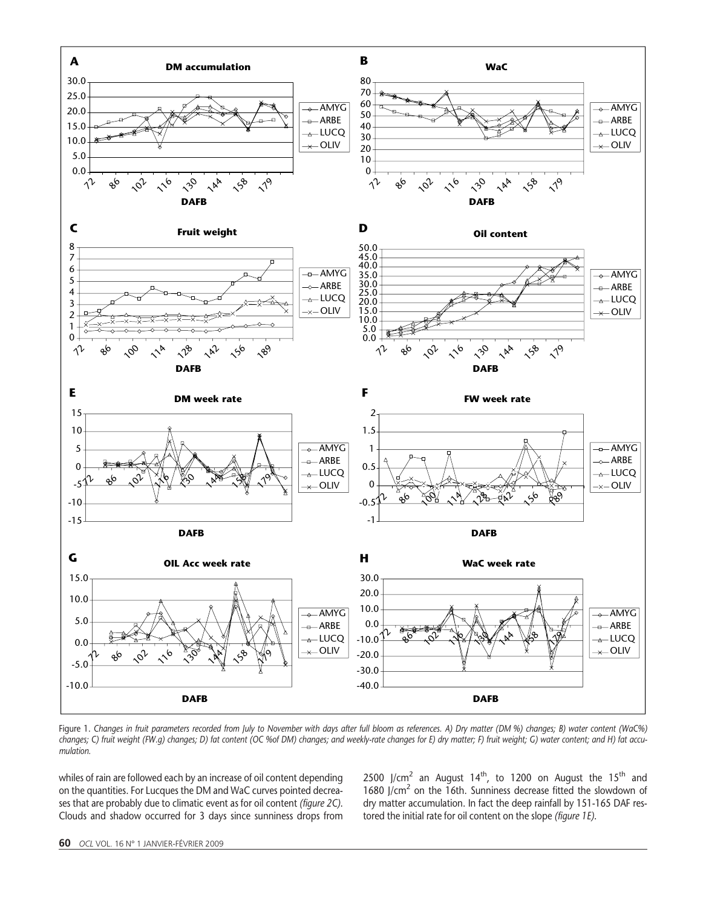Figure 1. *Changes in fruit parameters recorded from July to November with days after full bloom as references. A) Dry matter (DM %) changes; B) water content (WaC%) changes; C) fruit weight (FW.g) changes; D) fat content (OC %of DM) changes; and weekly-rate changes for E) dry matter; F) fruit weight; G) water content; and H) fat accumulation.*

whiles of rain are followed each by an increase of oil content depending on the quantities. For Lucques the DM and WaC curves pointed decreases that are probably due to climatic event as for oil content *(figure 2C)*. Clouds and shadow occurred for 3 days since sunniness drops from 2500 J/cm$^2$ an August 14$^{th}$, to 1200 on August the 15$^{th}$ and 1680 J/cm$^2$ on the 16th. Sunniness decrease fitted the slowdown of dry matter accumulation. In fact the deep rainfall by 151-165 DAF restored the initial rate for oil content on the slope *(figure 1E)*.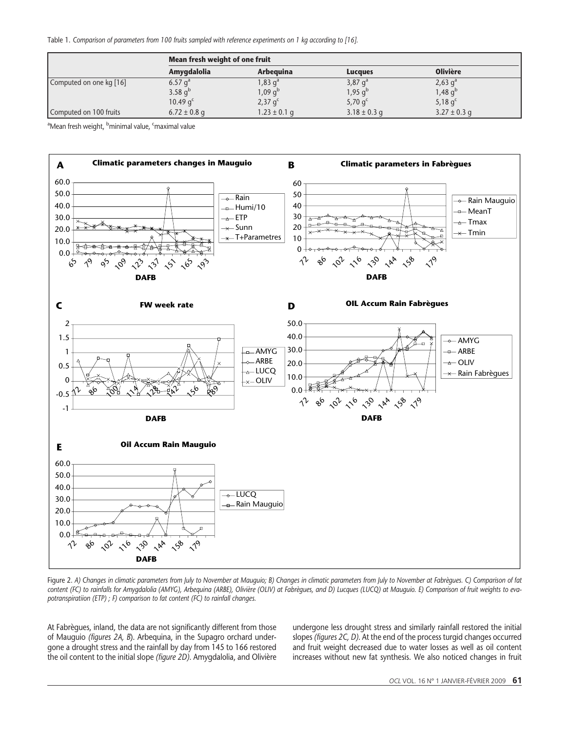Table 1. *Comparison of parameters from 100 fruits sampled with reference experiments on 1 kg according to [16].*

| | Mean fresh weight of one fruit | | | |
|---|---|---|---|---|
| | **Amygdalolia** | **Arbequina** | **Lucques** | **Olivière** |
| Computed on one kg [16] | 6.57 g[a] 3.58 g[b] 10.49 g[c] | 1,83 g[a] 1,09 g[b] 2,37 g[c] | 3,87 g[a] 1,95 g[b] 5,70 g[c] | 2,63 g[a] 1,48 g[b] 5,18 g[c] |
| Computed on 100 fruits | 6.72 ± 0.8 g | 1.23 ± 0.1 g | 3.18 ± 0.3 g | 3.27 ± 0.3 g |

[a]Mean fresh weight, [b]minimal value, [c]maximal value

Figure 2. *A) Changes in climatic parameters from July to November at Mauguio; B) Changes in climatic parameters from July to November at Fabrègues. C) Comparison of fat content (FC) to rainfalls for Amygdalolia (AMYG), Arbequina (ARBE), Olivière (OLIV) at Fabrègues, and D) Lucques (LUCQ) at Mauguio. E) Comparison of fruit weights to evapotranspiratiion (ETP) ; F) comparison to fat content (FC) to rainfall changes.*

At Fabrègues, inland, the data are not significantly different from those of Mauguio *(figures 2A, B)*. Arbequina, in the Supagro orchard undergone a drought stress and the rainfall by day from 145 to 166 restored the oil content to the initial slope *(figure 2D)*. Amygdalolia, and Olivière undergone less drought stress and similarly rainfall restored the initial slopes *(figures 2C, D)*. At the end of the process turgid changes occurred and fruit weight decreased due to water losses as well as oil content increases without new fat synthesis. We also noticed changes in fruit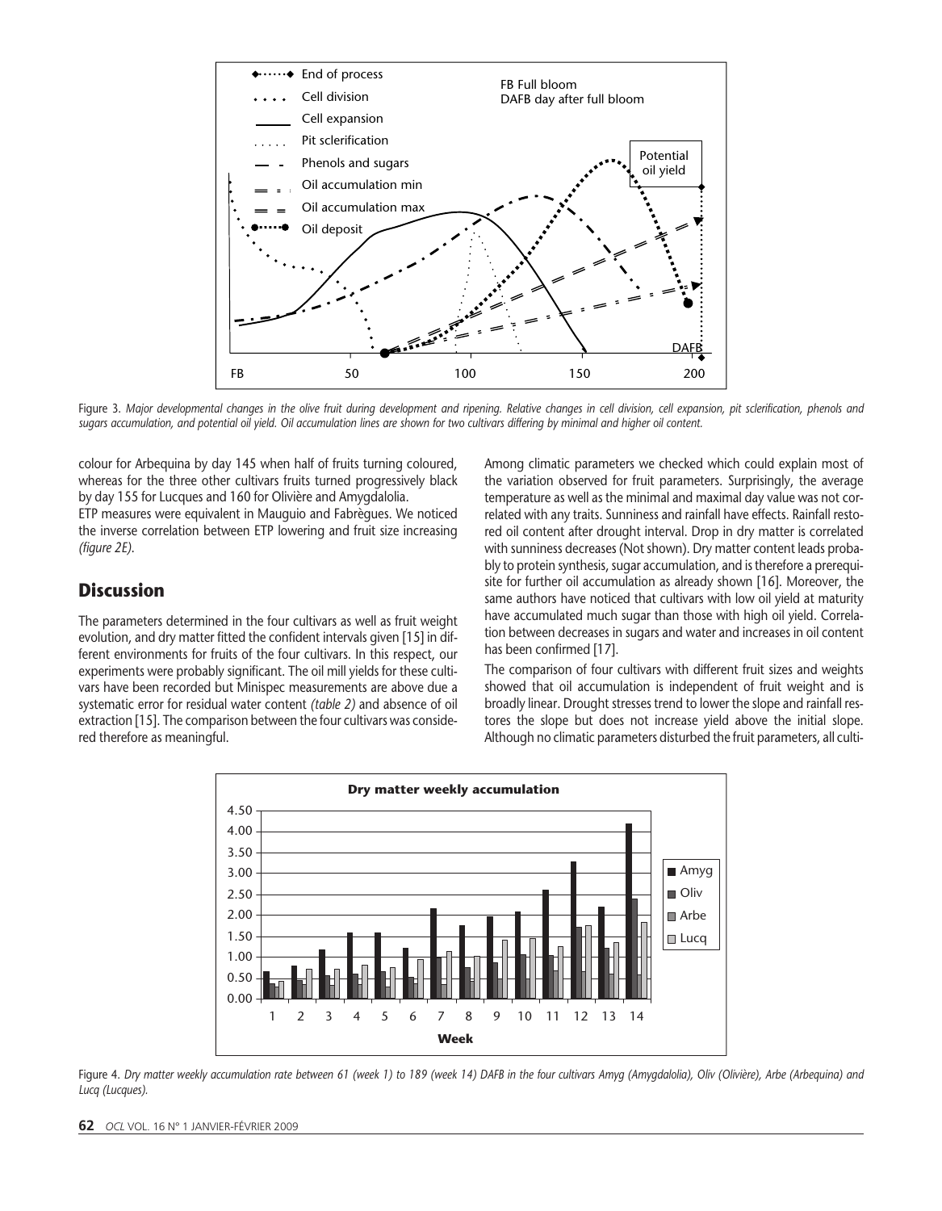Figure 3. *Major developmental changes in the olive fruit during development and ripening. Relative changes in cell division, cell expansion, pit sclerification, phenols and sugars accumulation, and potential oil yield. Oil accumulation lines are shown for two cultivars differing by minimal and higher oil content.*

colour for Arbequina by day 145 when half of fruits turning coloured, whereas for the three other cultivars fruits turned progressively black by day 155 for Lucques and 160 for Olivière and Amygdalolia.

ETP measures were equivalent in Mauguio and Fabrègues. We noticed the inverse correlation between ETP lowering and fruit size increasing *(figure 2E)*.

## Discussion

The parameters determined in the four cultivars as well as fruit weight evolution, and dry matter fitted the confident intervals given [15] in different environments for fruits of the four cultivars. In this respect, our experiments were probably significant. The oil mill yields for these cultivars have been recorded but Minispec measurements are above due a systematic error for residual water content *(table 2)* and absence of oil extraction [15]. The comparison between the four cultivars was considered therefore as meaningful.

Among climatic parameters we checked which could explain most of the variation observed for fruit parameters. Surprisingly, the average temperature as well as the minimal and maximal day value was not correlated with any traits. Sunniness and rainfall have effects. Rainfall restored oil content after drought interval. Drop in dry matter is correlated with sunniness decreases (Not shown). Dry matter content leads probably to protein synthesis, sugar accumulation, and is therefore a prerequisite for further oil accumulation as already shown [16]. Moreover, the same authors have noticed that cultivars with low oil yield at maturity have accumulated much sugar than those with high oil yield. Correlation between decreases in sugars and water and increases in oil content has been confirmed [17].

The comparison of four cultivars with different fruit sizes and weights showed that oil accumulation is independent of fruit weight and is broadly linear. Drought stresses trend to lower the slope and rainfall restores the slope but does not increase yield above the initial slope. Although no climatic parameters disturbed the fruit parameters, all culti-

Figure 4. *Dry matter weekly accumulation rate between 61 (week 1) to 189 (week 14) DAFB in the four cultivars Amyg (Amygdalolia), Oliv (Olivière), Arbe (Arbequina) and Lucq (Lucques).*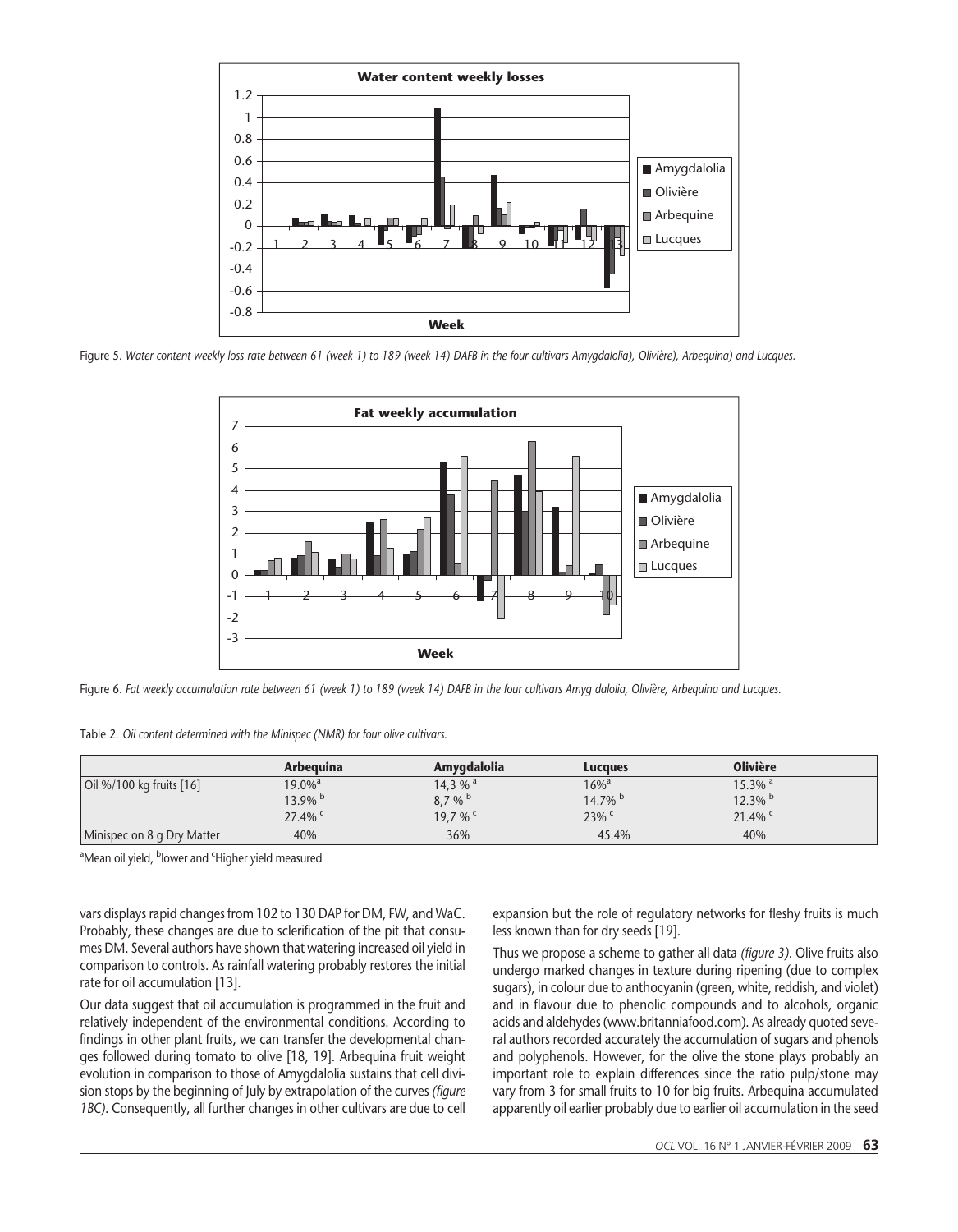Figure 5. *Water content weekly loss rate between 61 (week 1) to 189 (week 14) DAFB in the four cultivars Amygdalolia), Olivière), Arbequina) and Lucques.*

Figure 6. *Fat weekly accumulation rate between 61 (week 1) to 189 (week 14) DAFB in the four cultivars Amyg dalolia, Olivière, Arbequina and Lucques.*

Table 2. *Oil content determined with the Minispec (NMR) for four olive cultivars.*

| | Arbequina | Amygdalolia | Lucques | Olivière |
|---|---|---|---|---|
| Oil %/100 kg fruits [16] | 19.0%[a] | 14,3 %[a] | 16%[a] | 15.3%[a] |
| | 13.9%[b] | 8,7 %[b] | 14.7%[b] | 12.3%[b] |
| | 27.4%[c] | 19,7 %[c] | 23%[c] | 21.4%[c] |
| Minispec on 8 g Dry Matter | 40% | 36% | 45.4% | 40% |

[a]Mean oil yield, [b]lower and [c]Higher yield measured

vars displays rapid changes from 102 to 130 DAP for DM, FW, and WaC. Probably, these changes are due to sclerification of the pit that consumes DM. Several authors have shown that watering increased oil yield in comparison to controls. As rainfall watering probably restores the initial rate for oil accumulation [13].

Our data suggest that oil accumulation is programmed in the fruit and relatively independent of the environmental conditions. According to findings in other plant fruits, we can transfer the developmental changes followed during tomato to olive [18, 19]. Arbequina fruit weight evolution in comparison to those of Amygdalolia sustains that cell division stops by the beginning of July by extrapolation of the curves *(figure 1BC)*. Consequently, all further changes in other cultivars are due to cell expansion but the role of regulatory networks for fleshy fruits is much less known than for dry seeds [19].

Thus we propose a scheme to gather all data *(figure 3)*. Olive fruits also undergo marked changes in texture during ripening (due to complex sugars), in colour due to anthocyanin (green, white, reddish, and violet) and in flavour due to phenolic compounds and to alcohols, organic acids and aldehydes (www.britanniafood.com). As already quoted several authors recorded accurately the accumulation of sugars and phenols and polyphenols. However, for the olive the stone plays probably an important role to explain differences since the ratio pulp/stone may vary from 3 for small fruits to 10 for big fruits. Arbequina accumulated apparently oil earlier probably due to earlier oil accumulation in the seed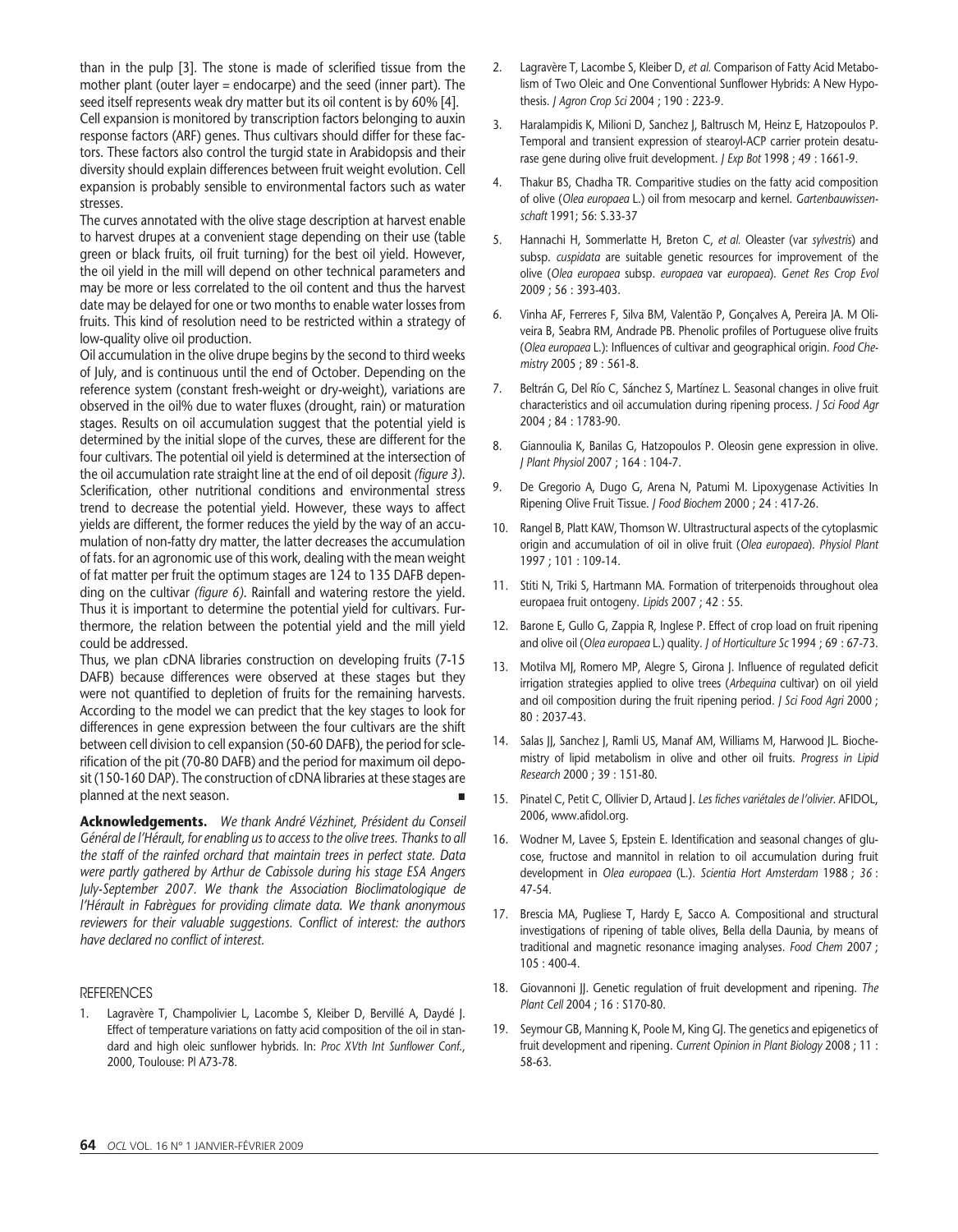than in the pulp [3]. The stone is made of sclerified tissue from the mother plant (outer layer = endocarpe) and the seed (inner part). The seed itself represents weak dry matter but its oil content is by 60% [4].

Cell expansion is monitored by transcription factors belonging to auxin response factors (ARF) genes. Thus cultivars should differ for these factors. These factors also control the turgid state in Arabidopsis and their diversity should explain differences between fruit weight evolution. Cell expansion is probably sensible to environmental factors such as water stresses.

The curves annotated with the olive stage description at harvest enable to harvest drupes at a convenient stage depending on their use (table green or black fruits, oil fruit turning) for the best oil yield. However, the oil yield in the mill will depend on other technical parameters and may be more or less correlated to the oil content and thus the harvest date may be delayed for one or two months to enable water losses from fruits. This kind of resolution need to be restricted within a strategy of low-quality olive oil production.

Oil accumulation in the olive drupe begins by the second to third weeks of July, and is continuous until the end of October. Depending on the reference system (constant fresh-weight or dry-weight), variations are observed in the oil% due to water fluxes (drought, rain) or maturation stages. Results on oil accumulation suggest that the potential yield is determined by the initial slope of the curves, these are different for the four cultivars. The potential oil yield is determined at the intersection of the oil accumulation rate straight line at the end of oil deposit *(figure 3)*. Sclerification, other nutritional conditions and environmental stress trend to decrease the potential yield. However, these ways to affect yields are different, the former reduces the yield by the way of an accumulation of non-fatty dry matter, the latter decreases the accumulation of fats. for an agronomic use of this work, dealing with the mean weight of fat matter per fruit the optimum stages are 124 to 135 DAFB depending on the cultivar *(figure 6)*. Rainfall and watering restore the yield. Thus it is important to determine the potential yield for cultivars. Furthermore, the relation between the potential yield and the mill yield could be addressed.

Thus, we plan cDNA libraries construction on developing fruits (7-15 DAFB) because differences were observed at these stages but they were not quantified to depletion of fruits for the remaining harvests. According to the model we can predict that the key stages to look for differences in gene expression between the four cultivars are the shift between cell division to cell expansion (50-60 DAFB), the period for sclerification of the pit (70-80 DAFB) and the period for maximum oil deposit (150-160 DAP). The construction of cDNA libraries at these stages are planned at the next season. ■

**Acknowledgements.** *We thank André Vézhinet, Président du Conseil Général de l'Hérault, for enabling us to access to the olive trees. Thanks to all the staff of the rainfed orchard that maintain trees in perfect state. Data were partly gathered by Arthur de Cabissole during his stage ESA Angers July-September 2007. We thank the Association Bioclimatologique de l'Hérault in Fabrègues for providing climate data. We thank anonymous reviewers for their valuable suggestions. Conflict of interest: the authors have declared no conflict of interest.*

## REFERENCES

1. Lagravère T, Champolivier L, Lacombe S, Kleiber D, Bervillé A, Daydé J. Effect of temperature variations on fatty acid composition of the oil in standard and high oleic sunflower hybrids. In: *Proc XVth Int Sunflower Conf*., 2000, Toulouse: PI A73-78.
2. Lagravère T, Lacombe S, Kleiber D, *et al.* Comparison of Fatty Acid Metabolism of Two Oleic and One Conventional Sunflower Hybrids: A New Hypothesis. *J Agron Crop Sci* 2004 ; 190 : 223-9.
3. Haralampidis K, Milioni D, Sanchez J, Baltrusch M, Heinz E, Hatzopoulos P. Temporal and transient expression of stearoyl-ACP carrier protein desaturase gene during olive fruit development. *J Exp Bot* 1998 ; 49 : 1661-9.
4. Thakur BS, Chadha TR. Comparitive studies on the fatty acid composition of olive (*Olea europaea* L.) oil from mesocarp and kernel. *Gartenbauwissenschaft* 1991; 56: S.33-37
5. Hannachi H, Sommerlatte H, Breton C, *et al.* Oleaster (var *sylvestris*) and subsp. *cuspidata* are suitable genetic resources for improvement of the olive (*Olea europaea* subsp. *europaea* var *europaea*). *Genet Res Crop Evol* 2009 ; 56 : 393-403.
6. Vinha AF, Ferreres F, Silva BM, Valentão P, Gonçalves A, Pereira JA. M Oliveira B, Seabra RM, Andrade PB. Phenolic profiles of Portuguese olive fruits (*Olea europaea* L.): Influences of cultivar and geographical origin. *Food Chemistry* 2005 ; 89 : 561-8.
7. Beltrán G, Del Río C, Sánchez S, Martínez L. Seasonal changes in olive fruit characteristics and oil accumulation during ripening process. *J Sci Food Agr* 2004 ; 84 : 1783-90.
8. Giannoulia K, Banilas G, Hatzopoulos P. Oleosin gene expression in olive. *J Plant Physiol* 2007 ; 164 : 104-7.
9. De Gregorio A, Dugo G, Arena N, Patumi M. Lipoxygenase Activities In Ripening Olive Fruit Tissue. *J Food Biochem* 2000 ; 24 : 417-26.
10. Rangel B, Platt KAW, Thomson W. Ultrastructural aspects of the cytoplasmic origin and accumulation of oil in olive fruit (*Olea europaea*). *Physiol Plant* 1997 ; 101 : 109-14.
11. Stiti N, Triki S, Hartmann MA. Formation of triterpenoids throughout olea europaea fruit ontogeny. *Lipids* 2007 ; 42 : 55.
12. Barone E, Gullo G, Zappia R, Inglese P. Effect of crop load on fruit ripening and olive oil (*Olea europaea* L.) quality. *J of Horticulture Sc* 1994 ; 69 : 67-73.
13. Motilva MJ, Romero MP, Alegre S, Girona J. Influence of regulated deficit irrigation strategies applied to olive trees (*Arbequina* cultivar) on oil yield and oil composition during the fruit ripening period. *J Sci Food Agri* 2000 ; 80 : 2037-43.
14. Salas JJ, Sanchez J, Ramli US, Manaf AM, Williams M, Harwood JL. Biochemistry of lipid metabolism in olive and other oil fruits. *Progress in Lipid Research* 2000 ; 39 : 151-80.
15. Pinatel C, Petit C, Ollivier D, Artaud J. *Les fiches variétales de l'olivier*. AFIDOL, 2006, www.afidol.org.
16. Wodner M, Lavee S, Epstein E. Identification and seasonal changes of glucose, fructose and mannitol in relation to oil accumulation during fruit development in *Olea europaea* (L.). *Scientia Hort Amsterdam* 1988 ; *36* : 47-54.
17. Brescia MA, Pugliese T, Hardy E, Sacco A. Compositional and structural investigations of ripening of table olives, Bella della Daunia, by means of traditional and magnetic resonance imaging analyses. *Food Chem* 2007 ; 105 : 400-4.
18. Giovannoni JJ. Genetic regulation of fruit development and ripening. *The Plant Cell* 2004 ; 16 : S170-80.
19. Seymour GB, Manning K, Poole M, King GJ. The genetics and epigenetics of fruit development and ripening. *Current Opinion in Plant Biology* 2008 ; 11 : 58-63.